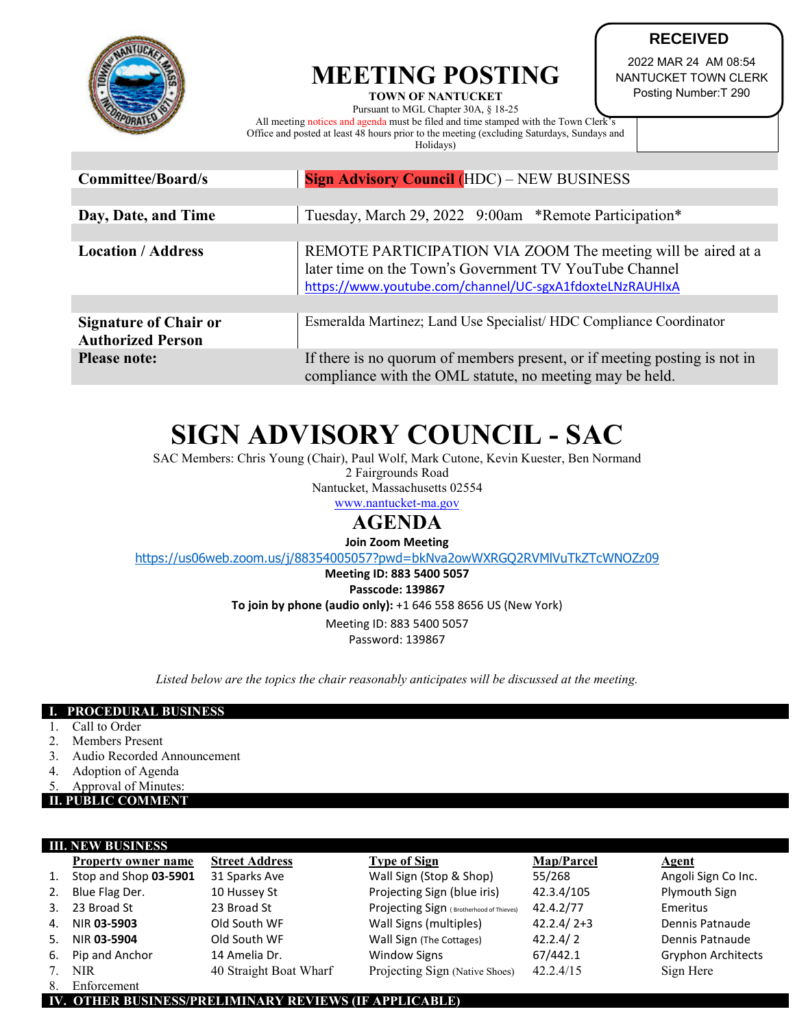RECEIVED
2022 MAR 24 AM 08:54
NANTUCKET TOWN CLERK
Posting Number:T 290

# MEETING POSTING

**TOWN OF NANTUCKET**

Pursuant to MGL Chapter 30A, § 18-25

All meeting notices and agenda must be filed and time stamped with the Town Clerk's Office and posted at least 48 hours prior to the meeting (excluding Saturdays, Sundays and Holidays)

| | |
|---|---|
| **Committee/Board/s** | Sign Advisory Council (HDC) – NEW BUSINESS |
| **Day, Date, and Time** | Tuesday, March 29, 2022 9:00am *Remote Participation* |
| **Location / Address** | REMOTE PARTICIPATION VIA ZOOM The meeting will be aired at a later time on the Town's Government TV YouTube Channel https://www.youtube.com/channel/UC-sgxA1fdoxteLNzRAUHIxA |
| **Signature of Chair or Authorized Person** | Esmeralda Martinez; Land Use Specialist/ HDC Compliance Coordinator |
| **Please note:** | If there is no quorum of members present, or if meeting posting is not in compliance with the OML statute, no meeting may be held. |

# SIGN ADVISORY COUNCIL - SAC

SAC Members: Chris Young (Chair), Paul Wolf, Mark Cutone, Kevin Kuester, Ben Normand
2 Fairgrounds Road
Nantucket, Massachusetts 02554
www.nantucket-ma.gov

## AGENDA

**Join Zoom Meeting**
https://us06web.zoom.us/j/88354005057?pwd=bkNva2owWXRGQ2RVMlVuTkZTcWNOZz09
**Meeting ID: 883 5400 5057**
**Passcode: 139867**
**To join by phone (audio only):** +1 646 558 8656 US (New York)
Meeting ID: 883 5400 5057
Password: 139867

*Listed below are the topics the chair reasonably anticipates will be discussed at the meeting.*

### I. PROCEDURAL BUSINESS

1. Call to Order
2. Members Present
3. Audio Recorded Announcement
4. Adoption of Agenda
5. Approval of Minutes:

### II. PUBLIC COMMENT

### III. NEW BUSINESS

| | Property owner name | Street Address | Type of Sign | Map/Parcel | Agent |
|---|---|---|---|---|---|
| 1. | Stop and Shop **03-5901** | 31 Sparks Ave | Wall Sign (Stop & Shop) | 55/268 | Angoli Sign Co Inc. |
| 2. | Blue Flag Der. | 10 Hussey St | Projecting Sign (blue iris) | 42.3.4/105 | Plymouth Sign |
| 3. | 23 Broad St | 23 Broad St | Projecting Sign (Brotherhood of Thieves) | 42.4.2/77 | Emeritus |
| 4. | NIR **03-5903** | Old South WF | Wall Signs (multiples) | 42.2.4/ 2+3 | Dennis Patnaude |
| 5. | NIR **03-5904** | Old South WF | Wall Sign (The Cottages) | 42.2.4/ 2 | Dennis Patnaude |
| 6. | Pip and Anchor | 14 Amelia Dr. | Window Signs | 67/442.1 | Gryphon Architects |
| 7. | NIR | 40 Straight Boat Wharf | Projecting Sign (Native Shoes) | 42.2.4/15 | Sign Here |
| 8. | Enforcement | | | | |

### IV. OTHER BUSINESS/PRELIMINARY REVIEWS (IF APPLICABLE)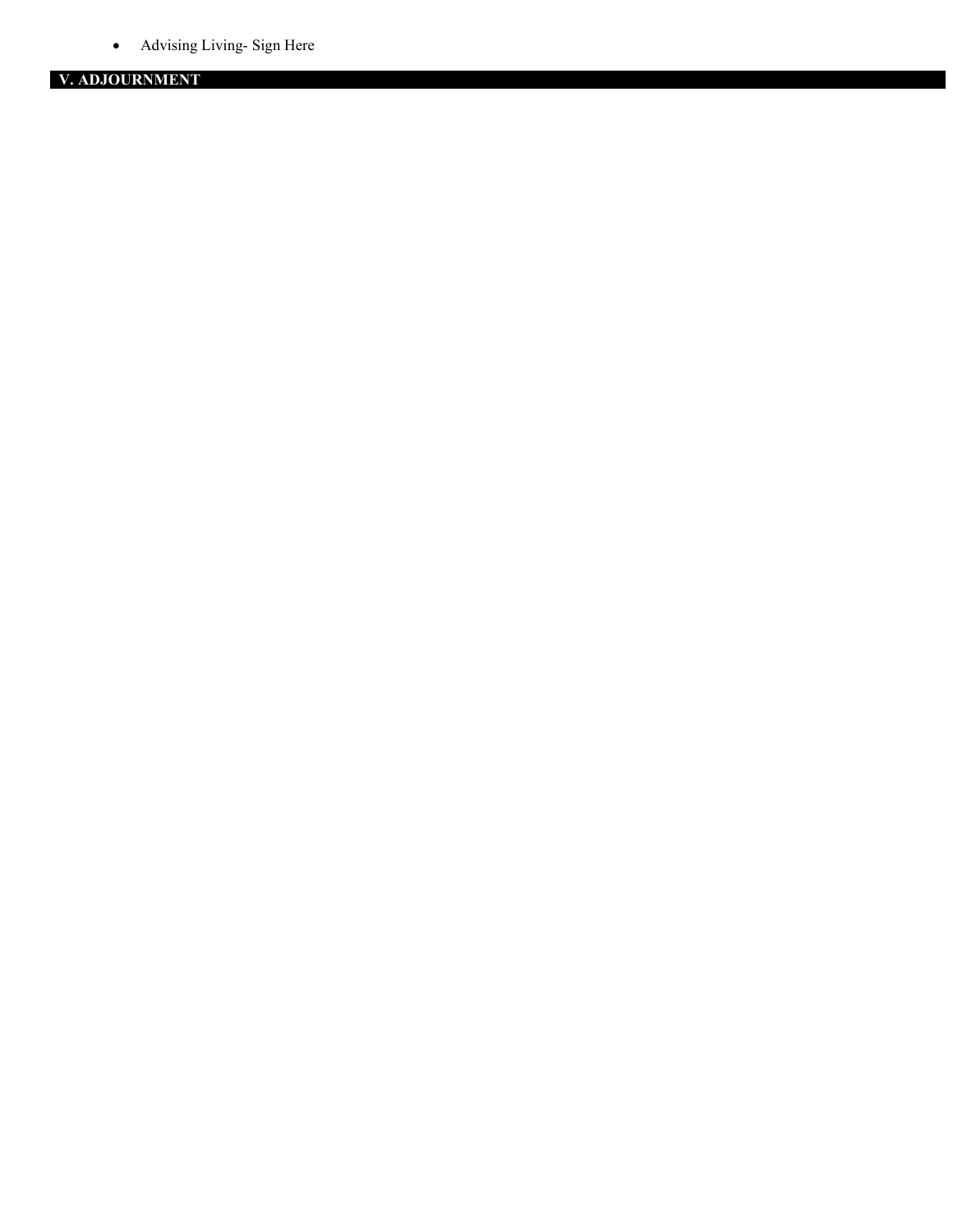- Advising Living- Sign Here

## V. ADJOURNMENT